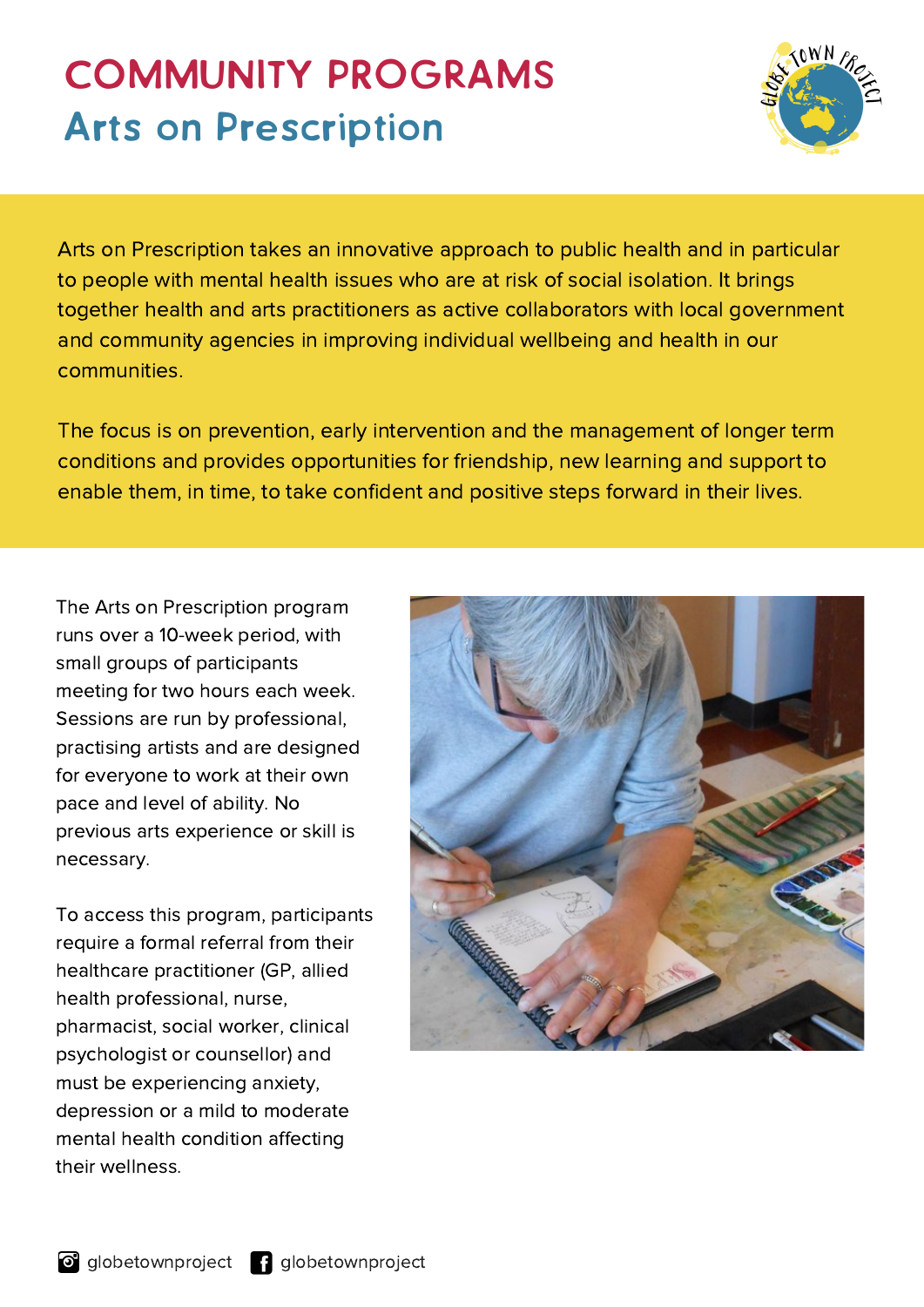# COMMUNITY PROGRAMS

## Arts on Prescription

Arts on Prescription takes an innovative approach to public health and in particular to people with mental health issues who are at risk of social isolation. It brings together health and arts practitioners as active collaborators with local government and community agencies in improving individual wellbeing and health in our communities.

The focus is on prevention, early intervention and the management of longer term conditions and provides opportunities for friendship, new learning and support to enable them, in time, to take confident and positive steps forward in their lives.

The Arts on Prescription program runs over a 10-week period, with small groups of participants meeting for two hours each week. Sessions are run by professional, practising artists and are designed for everyone to work at their own pace and level of ability. No previous arts experience or skill is necessary.

To access this program, participants require a formal referral from their healthcare practitioner (GP, allied health professional, nurse, pharmacist, social worker, clinical psychologist or counsellor) and must be experiencing anxiety, depression or a mild to moderate mental health condition affecting their wellness.

globetownproject globetownproject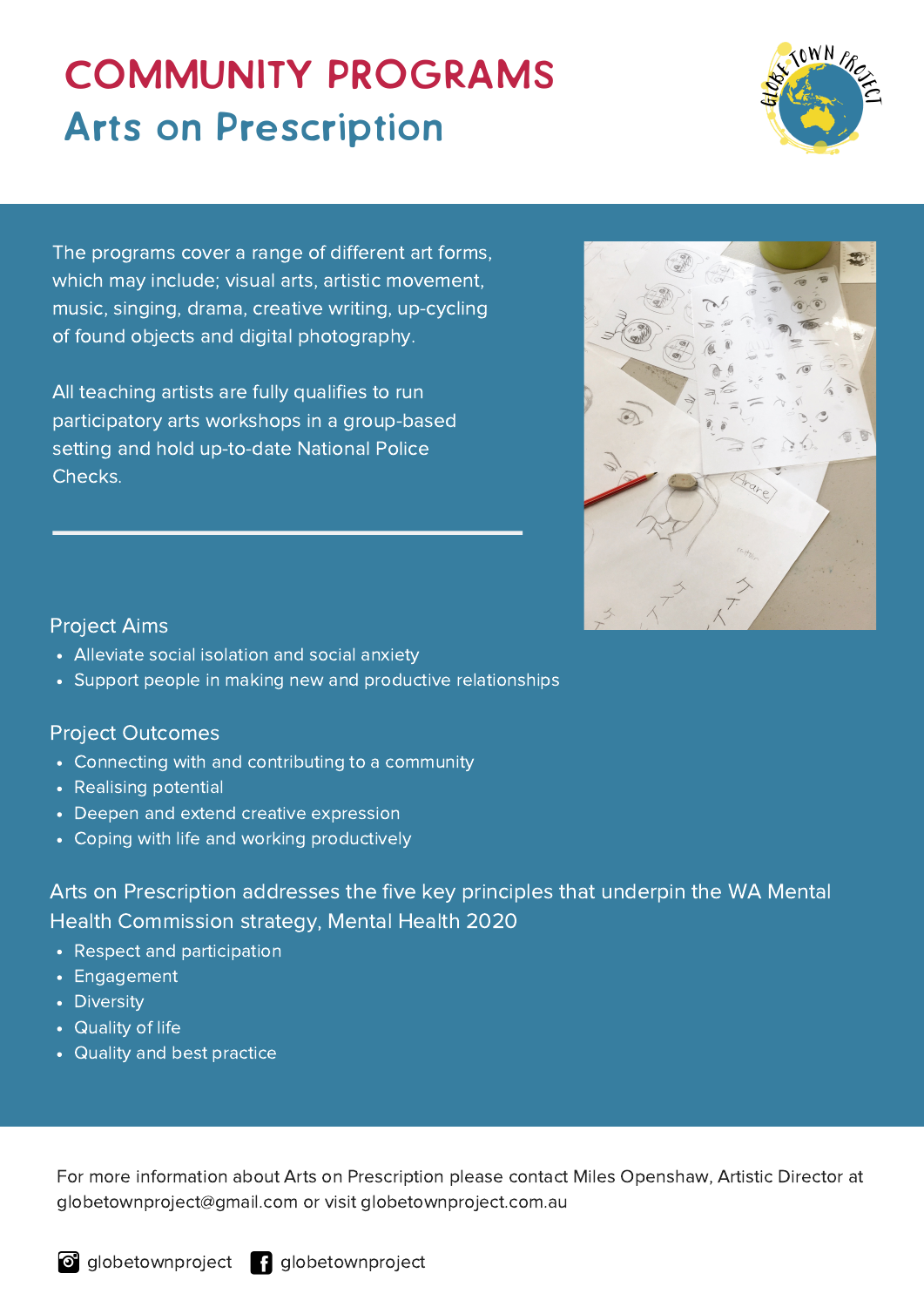# COMMUNITY PROGRAMS

## Arts on Prescription

The programs cover a range of different art forms, which may include; visual arts, artistic movement, music, singing, drama, creative writing, up-cycling of found objects and digital photography.

All teaching artists are fully qualifies to run participatory arts workshops in a group-based setting and hold up-to-date National Police Checks.

### Project Aims

- Alleviate social isolation and social anxiety
- Support people in making new and productive relationships

### Project Outcomes

- Connecting with and contributing to a community
- Realising potential
- Deepen and extend creative expression
- Coping with life and working productively

### Arts on Prescription addresses the five key principles that underpin the WA Mental Health Commission strategy, Mental Health 2020

- Respect and participation
- Engagement
- Diversity
- Quality of life
- Quality and best practice

For more information about Arts on Prescription please contact Miles Openshaw, Artistic Director at globetownproject@gmail.com or visit globetownproject.com.au

globetownproject globetownproject